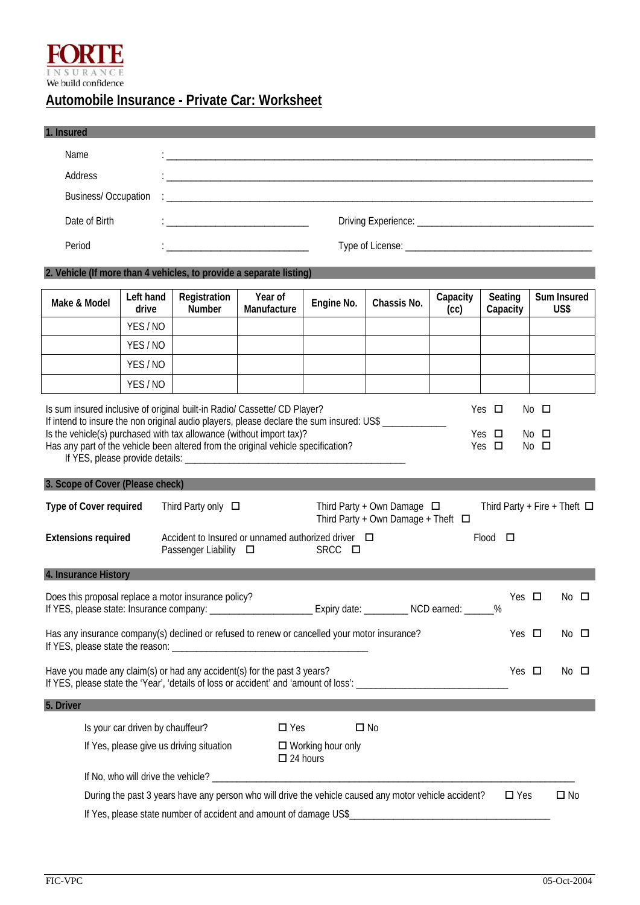**FORTE**
INSURANCE
We build confidence

# Automobile Insurance - Private Car: Worksheet

## 1. Insured

Name : ___________________________________________________________________

Address : ___________________________________________________________________

Business/ Occupation : ___________________________________________________________________

Date of Birth : ____________________________ Driving Experience: ________________________________

Period : ____________________________ Type of License: ___________________________________

## 2. Vehicle (If more than 4 vehicles, to provide a separate listing)

| Make & Model | Left hand drive | Registration Number | Year of Manufacture | Engine No. | Chassis No. | Capacity (cc) | Seating Capacity | Sum Insured US$ |
|---|---|---|---|---|---|---|---|---|
| | YES / NO | | | | | | | |
| | YES / NO | | | | | | | |
| | YES / NO | | | | | | | |
| | YES / NO | | | | | | | |

Is sum insured inclusive of original built-in Radio/ Cassette/ CD Player? Yes ☐ No ☐
If intend to insure the non original audio players, please declare the sum insured: US$ ____________
Is the vehicle(s) purchased with tax allowance (without import tax)? Yes ☐ No ☐
Has any part of the vehicle been altered from the original vehicle specification? Yes ☐ No ☐
If YES, please provide details: ____________________________________________

## 3. Scope of Cover (Please check)

**Type of Cover required** Third Party only ☐ Third Party + Own Damage ☐ Third Party + Fire + Theft ☐
Third Party + Own Damage + Theft ☐

**Extensions required** Accident to Insured or unnamed authorized driver ☐ Flood ☐
Passenger Liability ☐ SRCC ☐

## 4. Insurance History

Does this proposal replace a motor insurance policy? Yes ☐ No ☐
If YES, please state: Insurance company: ____________________ Expiry date: ________ NCD earned: _____%

Has any insurance company(s) declined or refused to renew or cancelled your motor insurance? Yes ☐ No ☐
If YES, please state the reason: ______________________________________

Have you made any claim(s) or had any accident(s) for the past 3 years? Yes ☐ No ☐
If YES, please state the 'Year', 'details of loss or accident' and 'amount of loss': ______________________________

## 5. Driver

Is your car driven by chauffeur? ☐ Yes ☐ No

If Yes, please give us driving situation ☐ Working hour only
☐ 24 hours

If No, who will drive the vehicle? ______________________________________________________________

During the past 3 years have any person who will drive the vehicle caused any motor vehicle accident? ☐ Yes ☐ No

If Yes, please state number of accident and amount of damage US$________________________________________

FIC-VPC 05-Oct-2004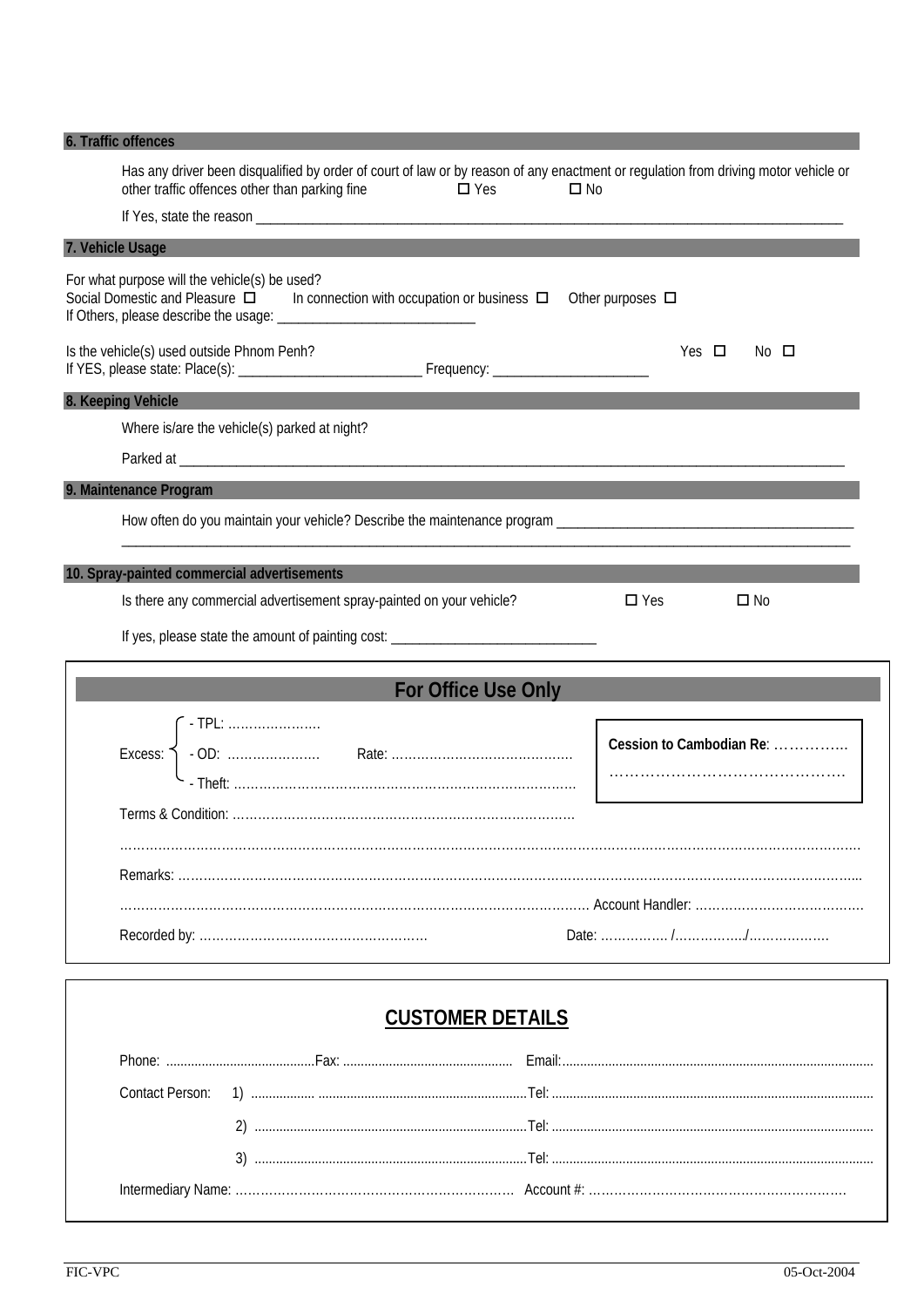## 6. Traffic offences

Has any driver been disqualified by order of court of law or by reason of any enactment or regulation from driving motor vehicle or other traffic offences other than parking fine ☐ Yes ☐ No

If Yes, state the reason ______________________________________________________________________________

## 7. Vehicle Usage

For what purpose will the vehicle(s) be used?

Social Domestic and Pleasure ☐ In connection with occupation or business ☐ Other purposes ☐

If Others, please describe the usage: ____________________________

Is the vehicle(s) used outside Phnom Penh? Yes ☐ No ☐

If YES, please state: Place(s): __________________________ Frequency: ______________________

## 8. Keeping Vehicle

Where is/are the vehicle(s) parked at night?

Parked at ______________________________________________________________________________________

## 9. Maintenance Program

How often do you maintain your vehicle? Describe the maintenance program __________________________________________

______________________________________________________________________________________________________

## 10. Spray-painted commercial advertisements

Is there any commercial advertisement spray-painted on your vehicle? ☐ Yes ☐ No

If yes, please state the amount of painting cost: _____________________________

## For Office Use Only

Excess:
- TPL: ………………….
- OD: ………………….  Rate: ……………………………………
- Theft: ……………………………………………………………………….

**Cession to Cambodian Re**: ………….. ……………………………………….

Terms & Condition: ……………………………………………………………………….

……………………………………………………………………………………………………………………………………………

Remarks: ……………………………………………………………………………………………………………………………...

…………………………………………………………………………………………………… Account Handler: …………………………………

Recorded by: ……………………………………………… Date: ……………. /……………../……………….

## CUSTOMER DETAILS

Phone: .......................................... Fax: ............................................... Email:.......................................................................................

Contact Person: 1) .................. ........................................................... Tel: ..........................................................................................

2) ............................................................................. Tel: ..........................................................................................

3) ............................................................................. Tel: ..........................................................................................

Intermediary Name: ………………………………………………………… Account #: ……………………………………………………

FIC-VPC 05-Oct-2004